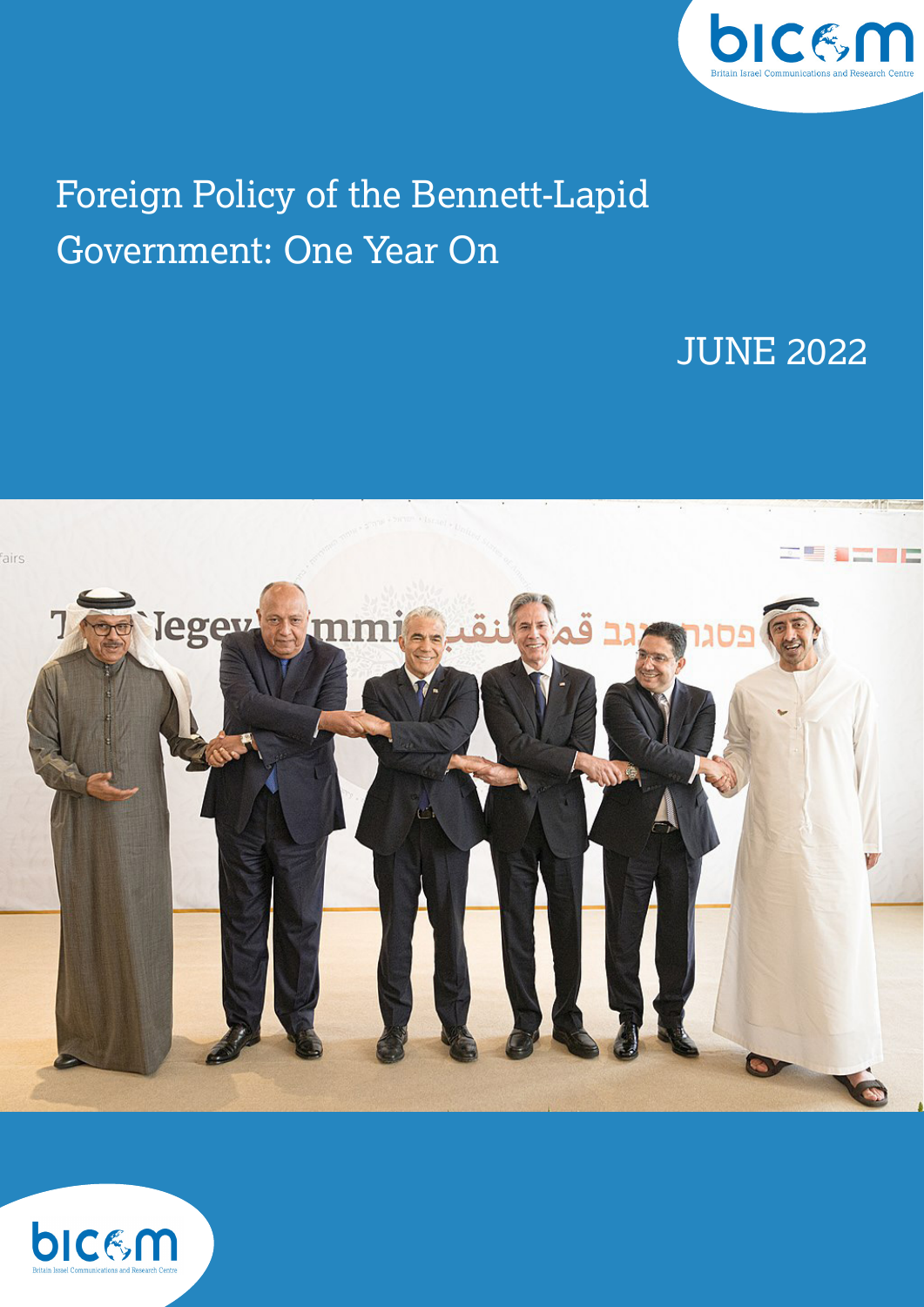# Foreign Policy of the Bennett-Lapid Government: One Year On

JUNE 2022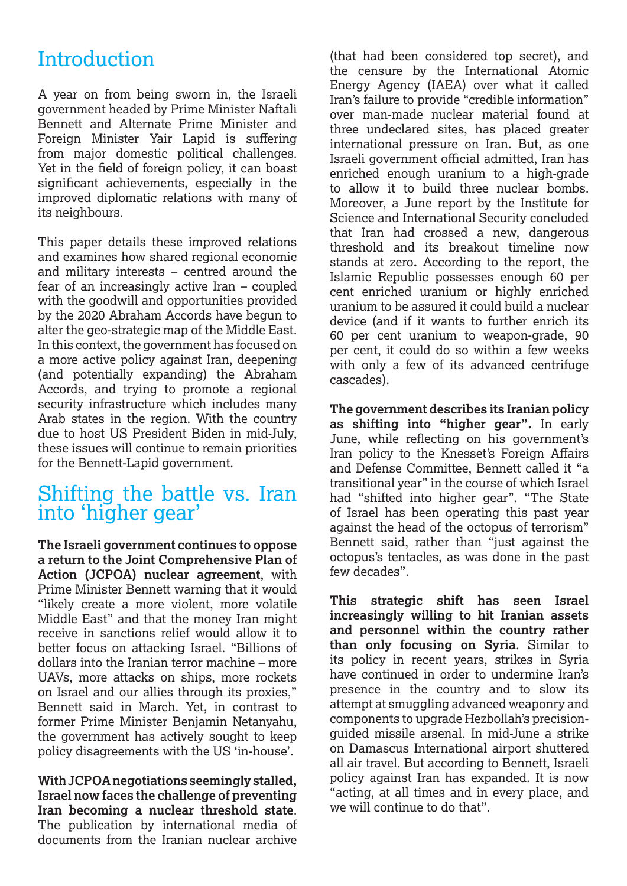## Introduction

A year on from being sworn in, the Israeli government headed by Prime Minister Naftali Bennett and Alternate Prime Minister and Foreign Minister Yair Lapid is suffering from major domestic political challenges. Yet in the field of foreign policy, it can boast significant achievements, especially in the improved diplomatic relations with many of its neighbours.

This paper details these improved relations and examines how shared regional economic and military interests – centred around the fear of an increasingly active Iran – coupled with the goodwill and opportunities provided by the 2020 Abraham Accords have begun to alter the geo-strategic map of the Middle East. In this context, the government has focused on a more active policy against Iran, deepening (and potentially expanding) the Abraham Accords, and trying to promote a regional security infrastructure which includes many Arab states in the region. With the country due to host US President Biden in mid-July, these issues will continue to remain priorities for the Bennett-Lapid government.

## Shifting the battle vs. Iran into 'higher gear'

**The Israeli government continues to oppose a return to the Joint Comprehensive Plan of Action (JCPOA) nuclear agreement**, with Prime Minister Bennett warning that it would "likely create a more violent, more volatile Middle East" and that the money Iran might receive in sanctions relief would allow it to better focus on attacking Israel. "Billions of dollars into the Iranian terror machine – more UAVs, more attacks on ships, more rockets on Israel and our allies through its proxies," Bennett said in March. Yet, in contrast to former Prime Minister Benjamin Netanyahu, the government has actively sought to keep policy disagreements with the US 'in-house'.

**With JCPOA negotiations seemingly stalled, Israel now faces the challenge of preventing Iran becoming a nuclear threshold state**. The publication by international media of documents from the Iranian nuclear archive (that had been considered top secret), and the censure by the International Atomic Energy Agency (IAEA) over what it called Iran's failure to provide "credible information" over man-made nuclear material found at three undeclared sites, has placed greater international pressure on Iran. But, as one Israeli government official admitted, Iran has enriched enough uranium to a high-grade to allow it to build three nuclear bombs. Moreover, a June report by the Institute for Science and International Security concluded that Iran had crossed a new, dangerous threshold and its breakout timeline now stands at zero**.** According to the report, the Islamic Republic possesses enough 60 per cent enriched uranium or highly enriched uranium to be assured it could build a nuclear device (and if it wants to further enrich its 60 per cent uranium to weapon-grade, 90 per cent, it could do so within a few weeks with only a few of its advanced centrifuge cascades).

**The government describes its Iranian policy as shifting into "higher gear".** In early June, while reflecting on his government's Iran policy to the Knesset's Foreign Affairs and Defense Committee, Bennett called it "a transitional year" in the course of which Israel had "shifted into higher gear". "The State of Israel has been operating this past year against the head of the octopus of terrorism" Bennett said, rather than "just against the octopus's tentacles, as was done in the past few decades".

**This strategic shift has seen Israel increasingly willing to hit Iranian assets and personnel within the country rather than only focusing on Syria**. Similar to its policy in recent years, strikes in Syria have continued in order to undermine Iran's presence in the country and to slow its attempt at smuggling advanced weaponry and components to upgrade Hezbollah's precision-guided missile arsenal. In mid-June a strike on Damascus International airport shuttered all air travel. But according to Bennett, Israeli policy against Iran has expanded. It is now "acting, at all times and in every place, and we will continue to do that".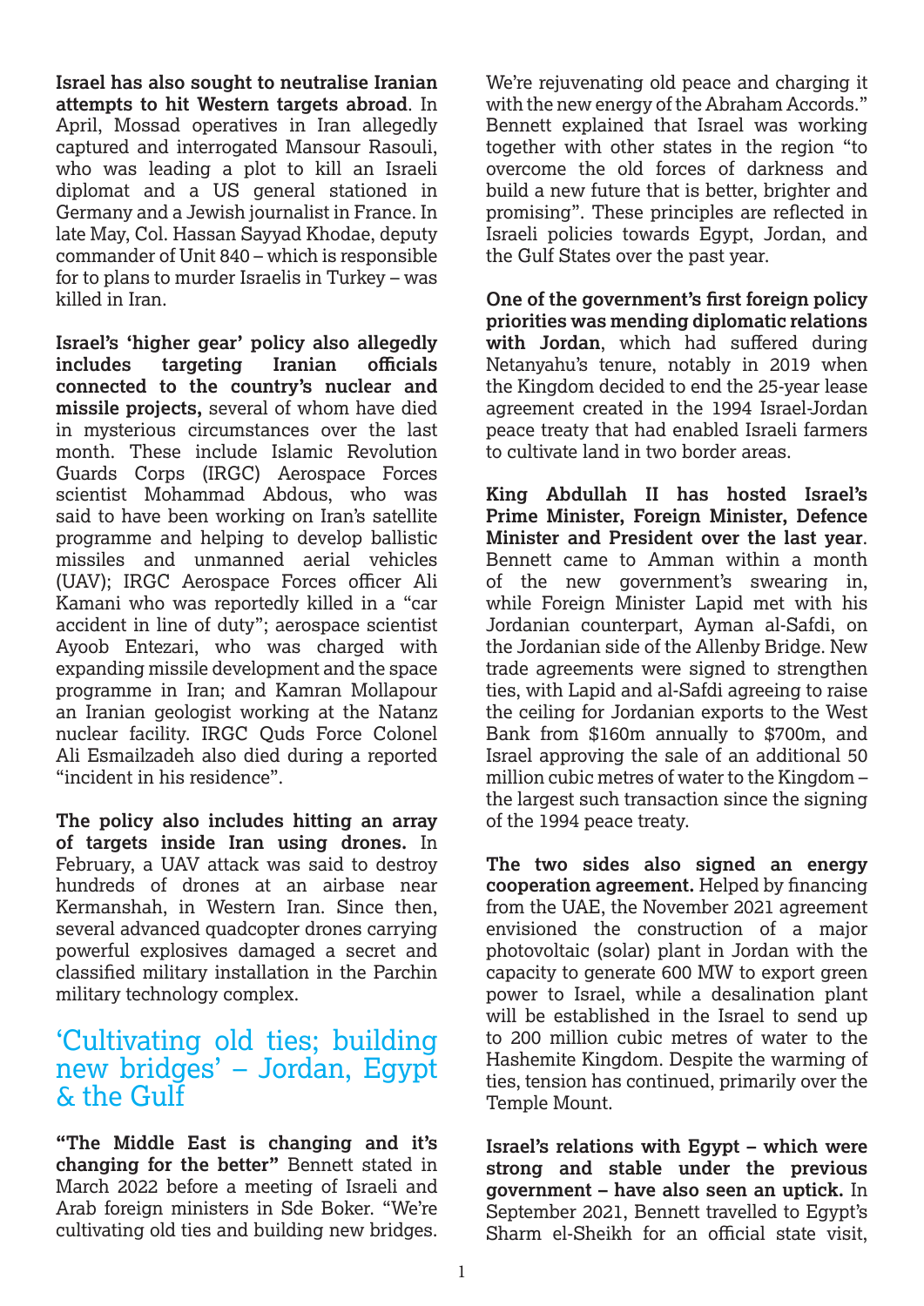**Israel has also sought to neutralise Iranian attempts to hit Western targets abroad**. In April, Mossad operatives in Iran allegedly captured and interrogated Mansour Rasouli, who was leading a plot to kill an Israeli diplomat and a US general stationed in Germany and a Jewish journalist in France. In late May, Col. Hassan Sayyad Khodae, deputy commander of Unit 840 – which is responsible for to plans to murder Israelis in Turkey – was killed in Iran.

**Israel's 'higher gear' policy also allegedly includes targeting Iranian officials connected to the country's nuclear and missile projects,** several of whom have died in mysterious circumstances over the last month. These include Islamic Revolution Guards Corps (IRGC) Aerospace Forces scientist Mohammad Abdous, who was said to have been working on Iran's satellite programme and helping to develop ballistic missiles and unmanned aerial vehicles (UAV); IRGC Aerospace Forces officer Ali Kamani who was reportedly killed in a "car accident in line of duty"; aerospace scientist Ayoob Entezari, who was charged with expanding missile development and the space programme in Iran; and Kamran Mollapour an Iranian geologist working at the Natanz nuclear facility. IRGC Quds Force Colonel Ali Esmailzadeh also died during a reported "incident in his residence".

**The policy also includes hitting an array of targets inside Iran using drones.** In February, a UAV attack was said to destroy hundreds of drones at an airbase near Kermanshah, in Western Iran. Since then, several advanced quadcopter drones carrying powerful explosives damaged a secret and classified military installation in the Parchin military technology complex.

## 'Cultivating old ties; building new bridges' – Jordan, Egypt & the Gulf

**"The Middle East is changing and it's changing for the better"** Bennett stated in March 2022 before a meeting of Israeli and Arab foreign ministers in Sde Boker. "We're cultivating old ties and building new bridges. We're rejuvenating old peace and charging it with the new energy of the Abraham Accords." Bennett explained that Israel was working together with other states in the region "to overcome the old forces of darkness and build a new future that is better, brighter and promising". These principles are reflected in Israeli policies towards Egypt, Jordan, and the Gulf States over the past year.

**One of the government's first foreign policy priorities was mending diplomatic relations with Jordan**, which had suffered during Netanyahu's tenure, notably in 2019 when the Kingdom decided to end the 25-year lease agreement created in the 1994 Israel-Jordan peace treaty that had enabled Israeli farmers to cultivate land in two border areas.

**King Abdullah II has hosted Israel's Prime Minister, Foreign Minister, Defence Minister and President over the last year**. Bennett came to Amman within a month of the new government's swearing in, while Foreign Minister Lapid met with his Jordanian counterpart, Ayman al-Safdi, on the Jordanian side of the Allenby Bridge. New trade agreements were signed to strengthen ties, with Lapid and al-Safdi agreeing to raise the ceiling for Jordanian exports to the West Bank from $160m annually to $700m, and Israel approving the sale of an additional 50 million cubic metres of water to the Kingdom – the largest such transaction since the signing of the 1994 peace treaty.

**The two sides also signed an energy cooperation agreement.** Helped by financing from the UAE, the November 2021 agreement envisioned the construction of a major photovoltaic (solar) plant in Jordan with the capacity to generate 600 MW to export green power to Israel, while a desalination plant will be established in the Israel to send up to 200 million cubic metres of water to the Hashemite Kingdom. Despite the warming of ties, tension has continued, primarily over the Temple Mount.

**Israel's relations with Egypt – which were strong and stable under the previous government – have also seen an uptick.** In September 2021, Bennett travelled to Egypt's Sharm el-Sheikh for an official state visit,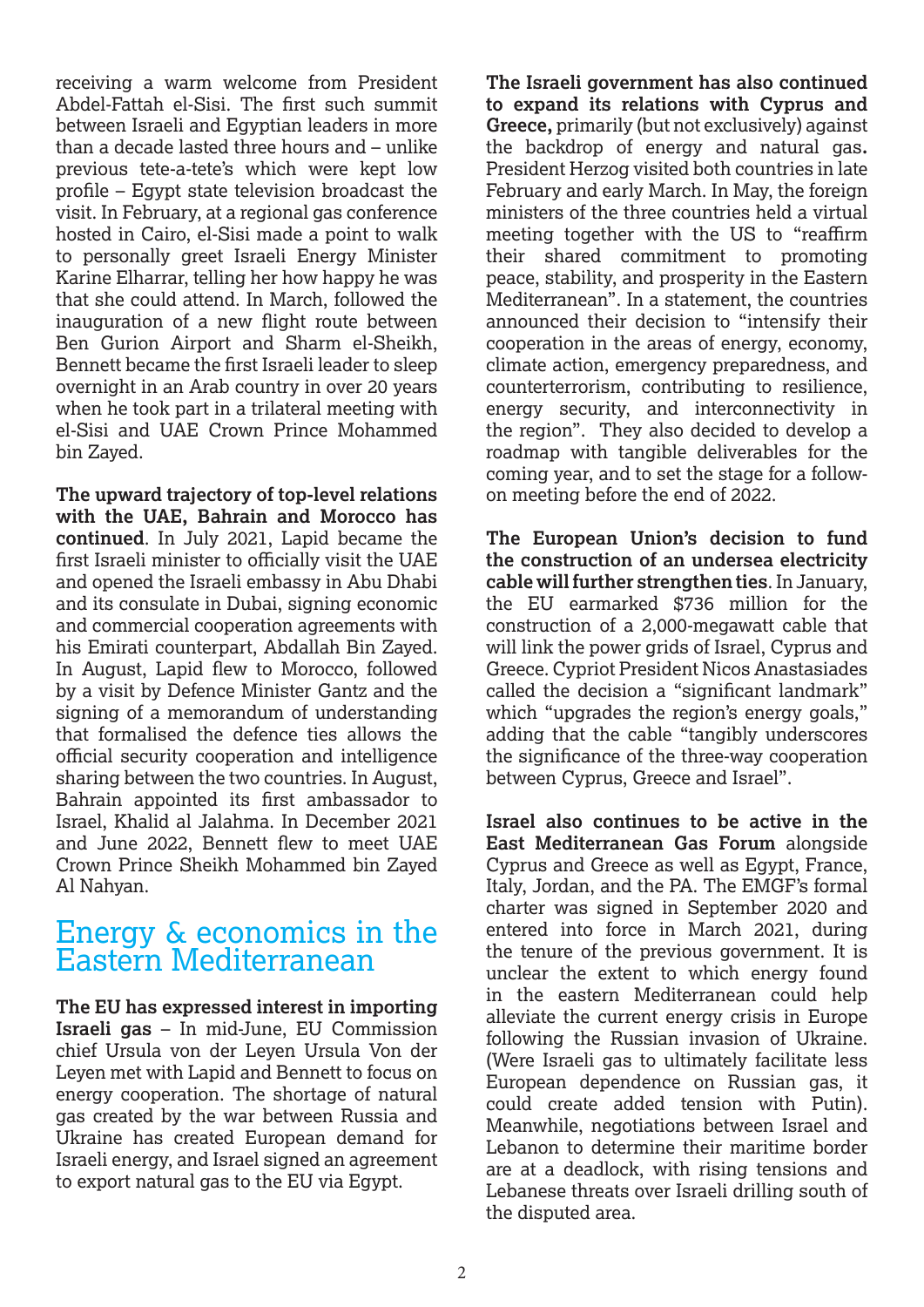receiving a warm welcome from President Abdel-Fattah el-Sisi. The first such summit between Israeli and Egyptian leaders in more than a decade lasted three hours and – unlike previous tete-a-tete's which were kept low profile – Egypt state television broadcast the visit. In February, at a regional gas conference hosted in Cairo, el-Sisi made a point to walk to personally greet Israeli Energy Minister Karine Elharrar, telling her how happy he was that she could attend. In March, followed the inauguration of a new flight route between Ben Gurion Airport and Sharm el-Sheikh, Bennett became the first Israeli leader to sleep overnight in an Arab country in over 20 years when he took part in a trilateral meeting with el-Sisi and UAE Crown Prince Mohammed bin Zayed.

**The upward trajectory of top-level relations with the UAE, Bahrain and Morocco has continued**. In July 2021, Lapid became the first Israeli minister to officially visit the UAE and opened the Israeli embassy in Abu Dhabi and its consulate in Dubai, signing economic and commercial cooperation agreements with his Emirati counterpart, Abdallah Bin Zayed. In August, Lapid flew to Morocco, followed by a visit by Defence Minister Gantz and the signing of a memorandum of understanding that formalised the defence ties allows the official security cooperation and intelligence sharing between the two countries. In August, Bahrain appointed its first ambassador to Israel, Khalid al Jalahma. In December 2021 and June 2022, Bennett flew to meet UAE Crown Prince Sheikh Mohammed bin Zayed Al Nahyan.

## Energy & economics in the Eastern Mediterranean

**The EU has expressed interest in importing Israeli gas** – In mid-June, EU Commission chief Ursula von der Leyen Ursula Von der Leyen met with Lapid and Bennett to focus on energy cooperation. The shortage of natural gas created by the war between Russia and Ukraine has created European demand for Israeli energy, and Israel signed an agreement to export natural gas to the EU via Egypt.

**The Israeli government has also continued to expand its relations with Cyprus and Greece,** primarily (but not exclusively) against the backdrop of energy and natural gas**.** President Herzog visited both countries in late February and early March. In May, the foreign ministers of the three countries held a virtual meeting together with the US to "reaffirm their shared commitment to promoting peace, stability, and prosperity in the Eastern Mediterranean". In a statement, the countries announced their decision to "intensify their cooperation in the areas of energy, economy, climate action, emergency preparedness, and counterterrorism, contributing to resilience, energy security, and interconnectivity in the region". They also decided to develop a roadmap with tangible deliverables for the coming year, and to set the stage for a follow-on meeting before the end of 2022.

**The European Union's decision to fund the construction of an undersea electricity cable will further strengthen ties**. In January, the EU earmarked $736 million for the construction of a 2,000-megawatt cable that will link the power grids of Israel, Cyprus and Greece. Cypriot President Nicos Anastasiades called the decision a "significant landmark" which "upgrades the region's energy goals," adding that the cable "tangibly underscores the significance of the three-way cooperation between Cyprus, Greece and Israel".

**Israel also continues to be active in the East Mediterranean Gas Forum** alongside Cyprus and Greece as well as Egypt, France, Italy, Jordan, and the PA. The EMGF's formal charter was signed in September 2020 and entered into force in March 2021, during the tenure of the previous government. It is unclear the extent to which energy found in the eastern Mediterranean could help alleviate the current energy crisis in Europe following the Russian invasion of Ukraine. (Were Israeli gas to ultimately facilitate less European dependence on Russian gas, it could create added tension with Putin). Meanwhile, negotiations between Israel and Lebanon to determine their maritime border are at a deadlock, with rising tensions and Lebanese threats over Israeli drilling south of the disputed area.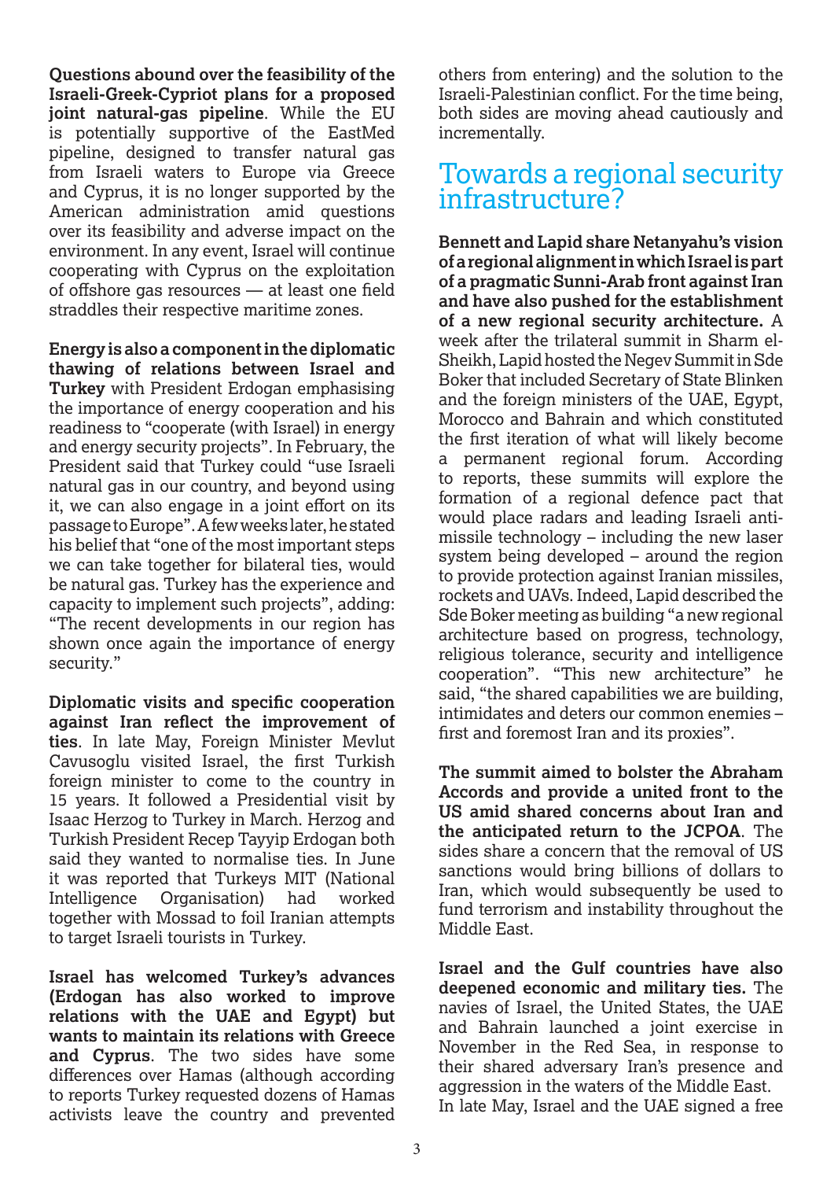**Questions abound over the feasibility of the Israeli-Greek-Cypriot plans for a proposed joint natural-gas pipeline**. While the EU is potentially supportive of the EastMed pipeline, designed to transfer natural gas from Israeli waters to Europe via Greece and Cyprus, it is no longer supported by the American administration amid questions over its feasibility and adverse impact on the environment. In any event, Israel will continue cooperating with Cyprus on the exploitation of offshore gas resources — at least one field straddles their respective maritime zones.

**Energy is also a component in the diplomatic thawing of relations between Israel and Turkey** with President Erdogan emphasising the importance of energy cooperation and his readiness to "cooperate (with Israel) in energy and energy security projects". In February, the President said that Turkey could "use Israeli natural gas in our country, and beyond using it, we can also engage in a joint effort on its passage to Europe". A few weeks later, he stated his belief that "one of the most important steps we can take together for bilateral ties, would be natural gas. Turkey has the experience and capacity to implement such projects", adding: "The recent developments in our region has shown once again the importance of energy security."

**Diplomatic visits and specific cooperation against Iran reflect the improvement of ties**. In late May, Foreign Minister Mevlut Cavusoglu visited Israel, the first Turkish foreign minister to come to the country in 15 years. It followed a Presidential visit by Isaac Herzog to Turkey in March. Herzog and Turkish President Recep Tayyip Erdogan both said they wanted to normalise ties. In June it was reported that Turkeys MIT (National Intelligence Organisation) had worked together with Mossad to foil Iranian attempts to target Israeli tourists in Turkey.

**Israel has welcomed Turkey's advances (Erdogan has also worked to improve relations with the UAE and Egypt) but wants to maintain its relations with Greece and Cyprus**. The two sides have some differences over Hamas (although according to reports Turkey requested dozens of Hamas activists leave the country and prevented others from entering) and the solution to the Israeli-Palestinian conflict. For the time being, both sides are moving ahead cautiously and incrementally.

## Towards a regional security infrastructure?

**Bennett and Lapid share Netanyahu's vision of a regional alignment in which Israel is part of a pragmatic Sunni-Arab front against Iran and have also pushed for the establishment of a new regional security architecture.** A week after the trilateral summit in Sharm el-Sheikh, Lapid hosted the Negev Summit in Sde Boker that included Secretary of State Blinken and the foreign ministers of the UAE, Egypt, Morocco and Bahrain and which constituted the first iteration of what will likely become a permanent regional forum. According to reports, these summits will explore the formation of a regional defence pact that would place radars and leading Israeli anti-missile technology – including the new laser system being developed – around the region to provide protection against Iranian missiles, rockets and UAVs. Indeed, Lapid described the Sde Boker meeting as building "a new regional architecture based on progress, technology, religious tolerance, security and intelligence cooperation". "This new architecture" he said, "the shared capabilities we are building, intimidates and deters our common enemies – first and foremost Iran and its proxies".

**The summit aimed to bolster the Abraham Accords and provide a united front to the US amid shared concerns about Iran and the anticipated return to the JCPOA**. The sides share a concern that the removal of US sanctions would bring billions of dollars to Iran, which would subsequently be used to fund terrorism and instability throughout the Middle East.

**Israel and the Gulf countries have also deepened economic and military ties.** The navies of Israel, the United States, the UAE and Bahrain launched a joint exercise in November in the Red Sea, in response to their shared adversary Iran's presence and aggression in the waters of the Middle East.
In late May, Israel and the UAE signed a free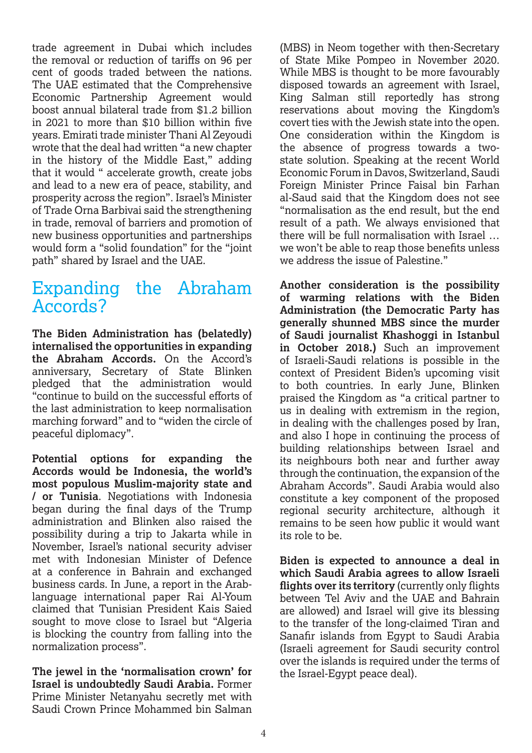trade agreement in Dubai which includes the removal or reduction of tariffs on 96 per cent of goods traded between the nations. The UAE estimated that the Comprehensive Economic Partnership Agreement would boost annual bilateral trade from $1.2 billion in 2021 to more than $10 billion within five years. Emirati trade minister Thani Al Zeyoudi wrote that the deal had written "a new chapter in the history of the Middle East," adding that it would " accelerate growth, create jobs and lead to a new era of peace, stability, and prosperity across the region". Israel's Minister of Trade Orna Barbivai said the strengthening in trade, removal of barriers and promotion of new business opportunities and partnerships would form a "solid foundation" for the "joint path" shared by Israel and the UAE.

## Expanding the Abraham Accords?

**The Biden Administration has (belatedly) internalised the opportunities in expanding the Abraham Accords.** On the Accord's anniversary, Secretary of State Blinken pledged that the administration would "continue to build on the successful efforts of the last administration to keep normalisation marching forward" and to "widen the circle of peaceful diplomacy".

**Potential options for expanding the Accords would be Indonesia, the world's most populous Muslim-majority state and / or Tunisia**. Negotiations with Indonesia began during the final days of the Trump administration and Blinken also raised the possibility during a trip to Jakarta while in November, Israel's national security adviser met with Indonesian Minister of Defence at a conference in Bahrain and exchanged business cards. In June, a report in the Arab-language international paper Rai Al-Youm claimed that Tunisian President Kais Saied sought to move close to Israel but "Algeria is blocking the country from falling into the normalization process".

**The jewel in the 'normalisation crown' for Israel is undoubtedly Saudi Arabia.** Former Prime Minister Netanyahu secretly met with Saudi Crown Prince Mohammed bin Salman (MBS) in Neom together with then-Secretary of State Mike Pompeo in November 2020. While MBS is thought to be more favourably disposed towards an agreement with Israel, King Salman still reportedly has strong reservations about moving the Kingdom's covert ties with the Jewish state into the open. One consideration within the Kingdom is the absence of progress towards a two-state solution. Speaking at the recent World Economic Forum in Davos, Switzerland, Saudi Foreign Minister Prince Faisal bin Farhan al-Saud said that the Kingdom does not see "normalisation as the end result, but the end result of a path. We always envisioned that there will be full normalisation with Israel … we won't be able to reap those benefits unless we address the issue of Palestine."

**Another consideration is the possibility of warming relations with the Biden Administration (the Democratic Party has generally shunned MBS since the murder of Saudi journalist Khashoggi in Istanbul in October 2018.)** Such an improvement of Israeli-Saudi relations is possible in the context of President Biden's upcoming visit to both countries. In early June, Blinken praised the Kingdom as "a critical partner to us in dealing with extremism in the region, in dealing with the challenges posed by Iran, and also I hope in continuing the process of building relationships between Israel and its neighbours both near and further away through the continuation, the expansion of the Abraham Accords". Saudi Arabia would also constitute a key component of the proposed regional security architecture, although it remains to be seen how public it would want its role to be.

**Biden is expected to announce a deal in which Saudi Arabia agrees to allow Israeli flights over its territory** (currently only flights between Tel Aviv and the UAE and Bahrain are allowed) and Israel will give its blessing to the transfer of the long-claimed Tiran and Sanafir islands from Egypt to Saudi Arabia (Israeli agreement for Saudi security control over the islands is required under the terms of the Israel-Egypt peace deal).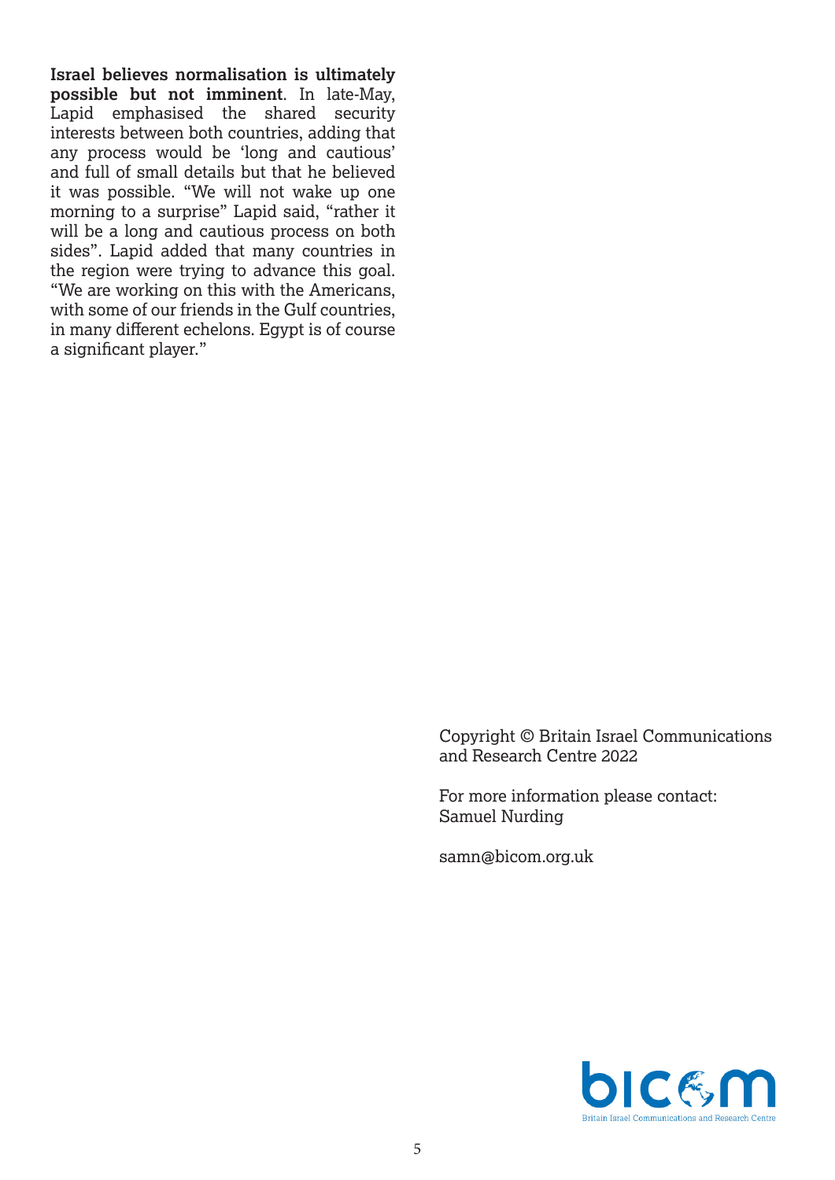**Israel believes normalisation is ultimately possible but not imminent**. In late-May, Lapid emphasised the shared security interests between both countries, adding that any process would be 'long and cautious' and full of small details but that he believed it was possible. "We will not wake up one morning to a surprise" Lapid said, "rather it will be a long and cautious process on both sides". Lapid added that many countries in the region were trying to advance this goal. "We are working on this with the Americans, with some of our friends in the Gulf countries, in many different echelons. Egypt is of course a significant player."

Copyright © Britain Israel Communications and Research Centre 2022

For more information please contact:
Samuel Nurding

samn@bicom.org.uk

bicom
Britain Israel Communications and Research Centre